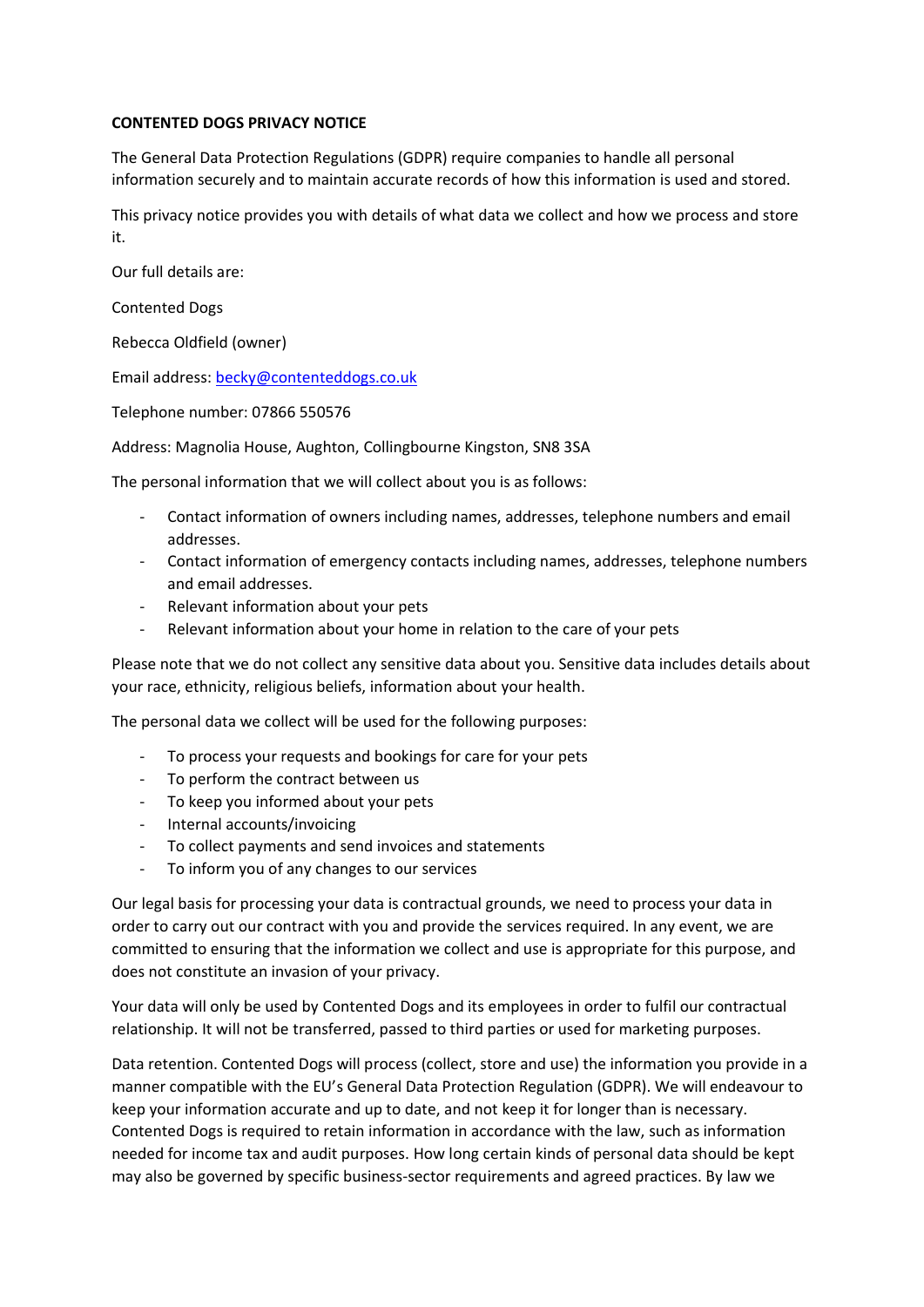**CONTENTED DOGS PRIVACY NOTICE**

The General Data Protection Regulations (GDPR) require companies to handle all personal information securely and to maintain accurate records of how this information is used and stored.

This privacy notice provides you with details of what data we collect and how we process and store it.

Our full details are:

Contented Dogs

Rebecca Oldfield (owner)

Email address: becky@contenteddogs.co.uk

Telephone number: 07866 550576

Address: Magnolia House, Aughton, Collingbourne Kingston, SN8 3SA

The personal information that we will collect about you is as follows:

- Contact information of owners including names, addresses, telephone numbers and email addresses.
- Contact information of emergency contacts including names, addresses, telephone numbers and email addresses.
- Relevant information about your pets
- Relevant information about your home in relation to the care of your pets

Please note that we do not collect any sensitive data about you. Sensitive data includes details about your race, ethnicity, religious beliefs, information about your health.

The personal data we collect will be used for the following purposes:

- To process your requests and bookings for care for your pets
- To perform the contract between us
- To keep you informed about your pets
- Internal accounts/invoicing
- To collect payments and send invoices and statements
- To inform you of any changes to our services

Our legal basis for processing your data is contractual grounds, we need to process your data in order to carry out our contract with you and provide the services required. In any event, we are committed to ensuring that the information we collect and use is appropriate for this purpose, and does not constitute an invasion of your privacy.

Your data will only be used by Contented Dogs and its employees in order to fulfil our contractual relationship. It will not be transferred, passed to third parties or used for marketing purposes.

Data retention. Contented Dogs will process (collect, store and use) the information you provide in a manner compatible with the EU's General Data Protection Regulation (GDPR). We will endeavour to keep your information accurate and up to date, and not keep it for longer than is necessary. Contented Dogs is required to retain information in accordance with the law, such as information needed for income tax and audit purposes. How long certain kinds of personal data should be kept may also be governed by specific business-sector requirements and agreed practices. By law we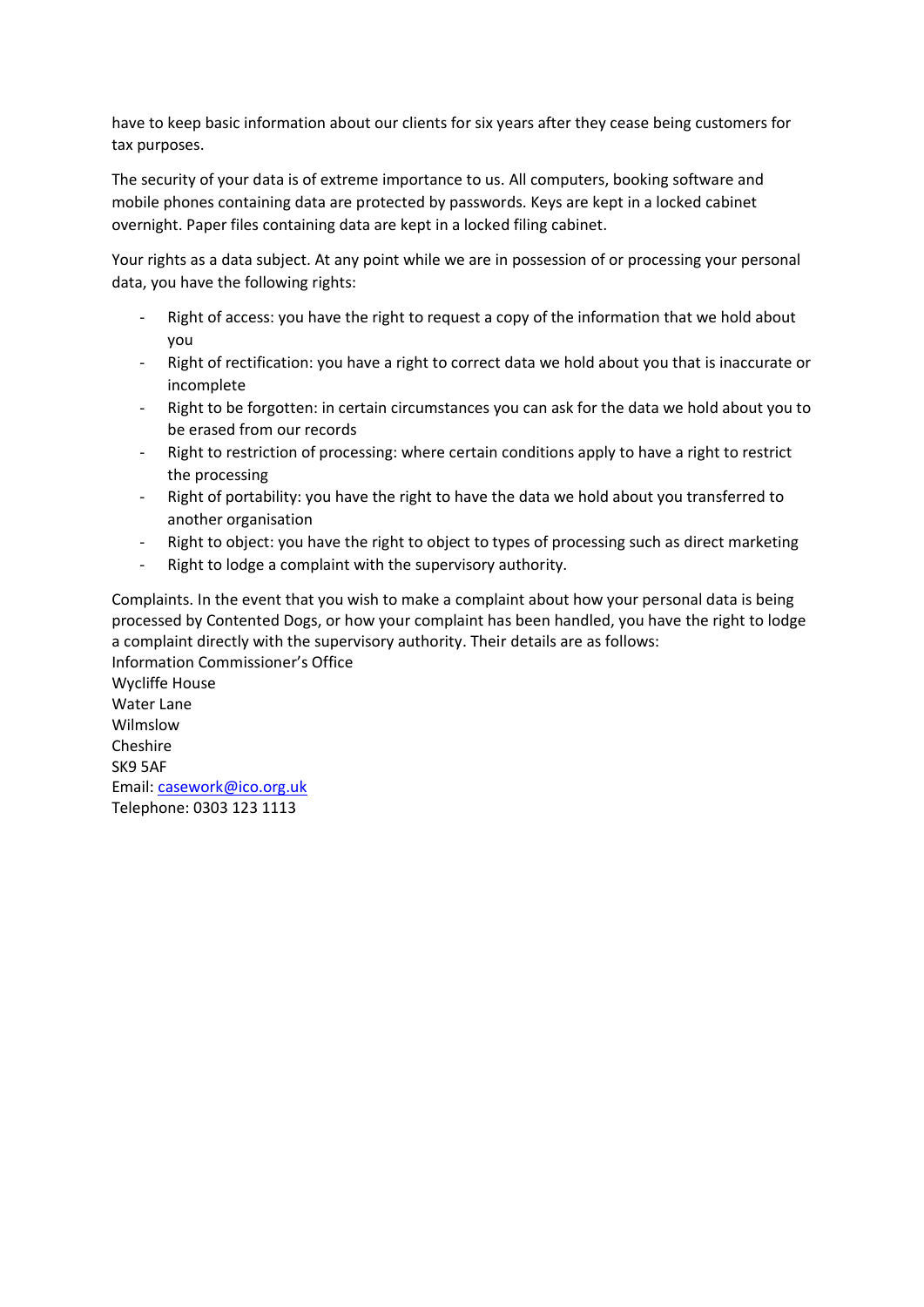have to keep basic information about our clients for six years after they cease being customers for tax purposes.

The security of your data is of extreme importance to us. All computers, booking software and mobile phones containing data are protected by passwords. Keys are kept in a locked cabinet overnight. Paper files containing data are kept in a locked filing cabinet.

Your rights as a data subject. At any point while we are in possession of or processing your personal data, you have the following rights:

- Right of access: you have the right to request a copy of the information that we hold about you
- Right of rectification: you have a right to correct data we hold about you that is inaccurate or incomplete
- Right to be forgotten: in certain circumstances you can ask for the data we hold about you to be erased from our records
- Right to restriction of processing: where certain conditions apply to have a right to restrict the processing
- Right of portability: you have the right to have the data we hold about you transferred to another organisation
- Right to object: you have the right to object to types of processing such as direct marketing
- Right to lodge a complaint with the supervisory authority.

Complaints. In the event that you wish to make a complaint about how your personal data is being processed by Contented Dogs, or how your complaint has been handled, you have the right to lodge a complaint directly with the supervisory authority. Their details are as follows:
Information Commissioner's Office
Wycliffe House
Water Lane
Wilmslow
Cheshire
SK9 5AF
Email: casework@ico.org.uk
Telephone: 0303 123 1113